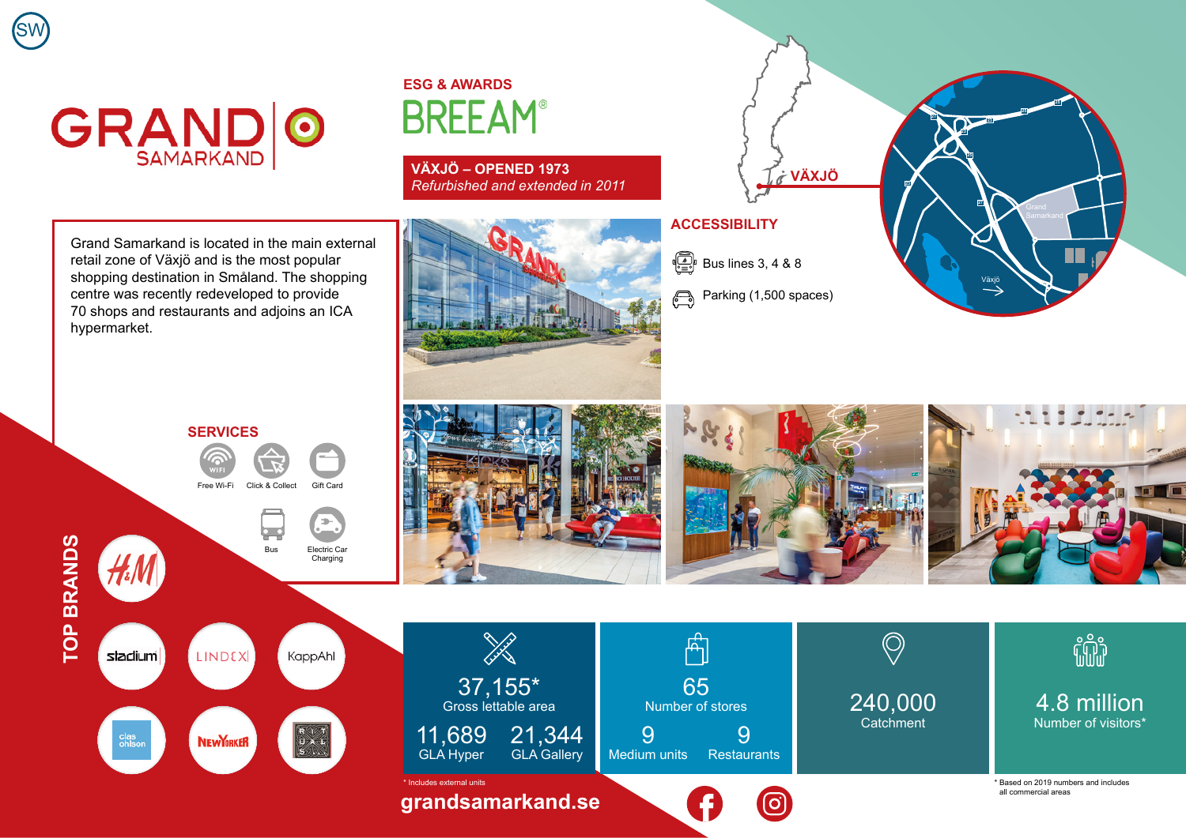# GRAND SAMARKAND

## ESG & AWARDS

BREEAM®

**VÄXJÖ – OPENED 1973**
*Refurbished and extended in 2011*

VÄXJÖ

Grand Samarkand is located in the main external retail zone of Växjö and is the most popular shopping destination in Småland. The shopping centre was recently redeveloped to provide 70 shops and restaurants and adjoins an ICA hypermarket.

## ACCESSIBILITY

- Bus lines 3, 4 & 8
- Parking (1,500 spaces)

## SERVICES

- Free Wi-Fi
- Click & Collect
- Gift Card
- Bus
- Electric Car Charging

## TOP BRANDS

H&M, Stadium, Lindex, KappAhl, Clas Ohlson, New Yorker, Rituals

**37,155*** Gross lettable area

**11,689** GLA Hyper

**21,344** GLA Gallery

**65** Number of stores

**9** Medium units

**9** Restaurants

**240,000** Catchment

**4.8 million** Number of visitors*

\* Includes external units

\* Based on 2019 numbers and includes all commercial areas

**grandsamarkand.se**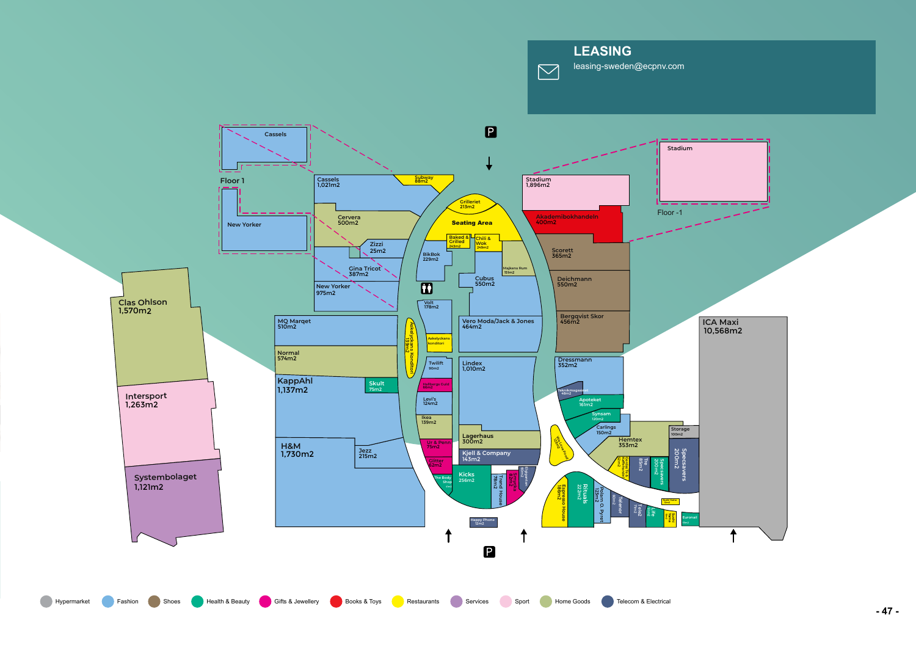## LEASING

leasing-sweden@ecpnv.com

Floor 1

Cassels

New Yorker

Stadium

Floor -1

Cassels
1,021m2

Subway
88m2

Cervera
500m2

Zizzi
25m2

Gina Tricot
387m2

New Yorker
975m2

Grilleriet
213m2

Seating Area

Baked & Grilled
243m2

Chili & Wok
249m2

BikBok
229m2

Majkens Rum
151m2

Cubus
550m2

Stadium
1,896m2

Akademibokhandeln
400m2

Scorett
365m2

Deichmann
550m2

Bergqvist Skor
456m2

Clas Ohlson
1,570m2

Intersport
1,263m2

Systembolaget
1,121m2

MQ Marqet
510m2

Normal
574m2

KappAhl
1,137m2

Skult
75m2

H&M
1,730m2

Jezz
215m2

Askelyckans Konditori
139m2

Volt
178m2

Askelyckans konditori

Twilift
90m2

Hallbergs Guld
56m2

Levi's
124m2

Ikea
139m2

Ur & Penn
75m2

Glitter
62m2

The Body Shop

Vero Moda/Jack & Jones
464m2

Lindex
1,010m2

Lagerhaus
300m2

Kjell & Company
143m2

Kicks
256m2

Trend House
78m2

Smycka
82m2

Happy Phone
12m2

Dressmann
352m2

Teknikmagasinet
48m2

Apoteket
161m2

Synsam
120m2

Carlings
150m2

Hemtex
353m2

Storage
100m2

Specsavers
200m2

Espresso House
188m2

Rituals
222m2

Pelam O. Pyret
123m2

Telenor

Tre
85m2

Specsavers
200m2

Life

Euronail

ICA Maxi
10,568m2

P

P

Hypermarket
Fashion
Shoes
Health & Beauty
Gifts & Jewellery
Books & Toys
Restaurants
Services
Sport
Home Goods
Telecom & Electrical